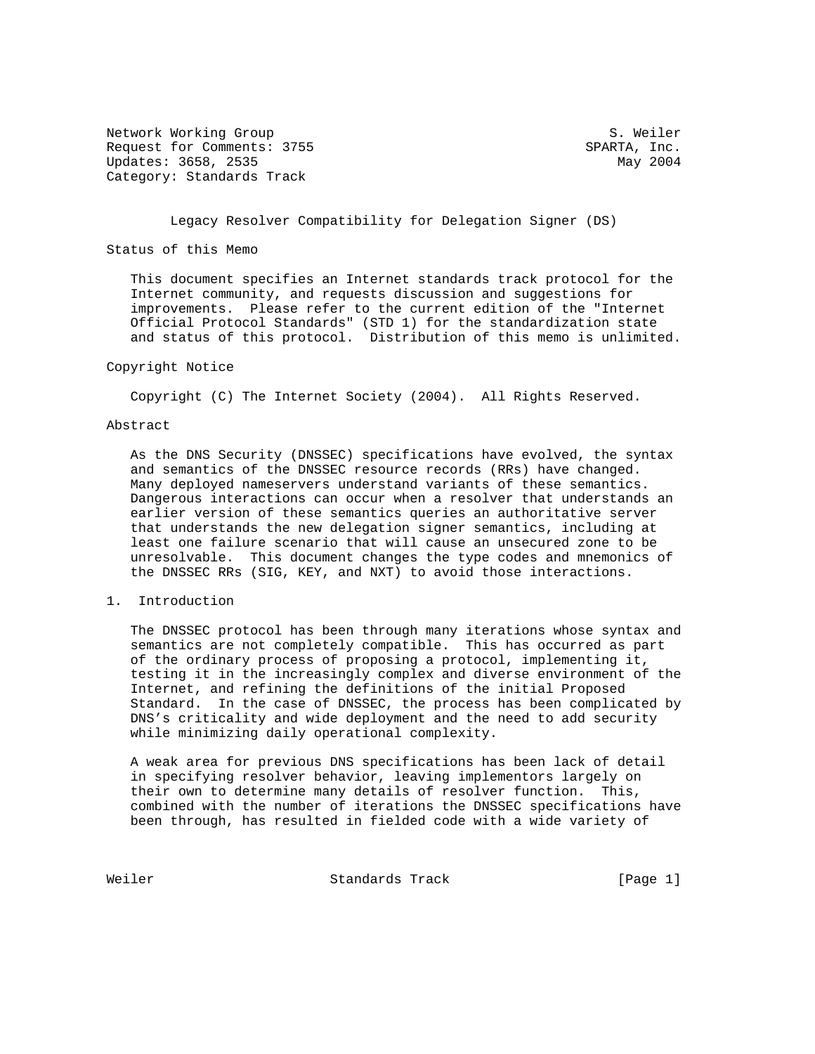Network Working Group S. Weiler
Request for Comments: 3755 SPARTA, Inc.
Updates: 3658, 2535 May 2004
Category: Standards Track

# Legacy Resolver Compatibility for Delegation Signer (DS)

## Status of this Memo

This document specifies an Internet standards track protocol for the Internet community, and requests discussion and suggestions for improvements. Please refer to the current edition of the "Internet Official Protocol Standards" (STD 1) for the standardization state and status of this protocol. Distribution of this memo is unlimited.

## Copyright Notice

Copyright (C) The Internet Society (2004). All Rights Reserved.

## Abstract

As the DNS Security (DNSSEC) specifications have evolved, the syntax and semantics of the DNSSEC resource records (RRs) have changed. Many deployed nameservers understand variants of these semantics. Dangerous interactions can occur when a resolver that understands an earlier version of these semantics queries an authoritative server that understands the new delegation signer semantics, including at least one failure scenario that will cause an unsecured zone to be unresolvable. This document changes the type codes and mnemonics of the DNSSEC RRs (SIG, KEY, and NXT) to avoid those interactions.

## 1. Introduction

The DNSSEC protocol has been through many iterations whose syntax and semantics are not completely compatible. This has occurred as part of the ordinary process of proposing a protocol, implementing it, testing it in the increasingly complex and diverse environment of the Internet, and refining the definitions of the initial Proposed Standard. In the case of DNSSEC, the process has been complicated by DNS's criticality and wide deployment and the need to add security while minimizing daily operational complexity.

A weak area for previous DNS specifications has been lack of detail in specifying resolver behavior, leaving implementors largely on their own to determine many details of resolver function. This, combined with the number of iterations the DNSSEC specifications have been through, has resulted in fielded code with a wide variety of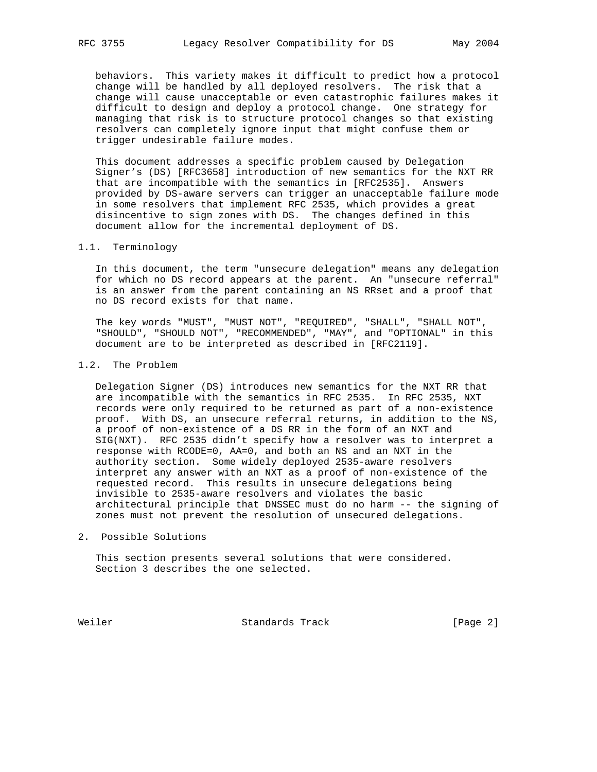behaviors. This variety makes it difficult to predict how a protocol change will be handled by all deployed resolvers. The risk that a change will cause unacceptable or even catastrophic failures makes it difficult to design and deploy a protocol change. One strategy for managing that risk is to structure protocol changes so that existing resolvers can completely ignore input that might confuse them or trigger undesirable failure modes.

This document addresses a specific problem caused by Delegation Signer's (DS) [RFC3658] introduction of new semantics for the NXT RR that are incompatible with the semantics in [RFC2535]. Answers provided by DS-aware servers can trigger an unacceptable failure mode in some resolvers that implement RFC 2535, which provides a great disincentive to sign zones with DS. The changes defined in this document allow for the incremental deployment of DS.

## 1.1. Terminology

In this document, the term "unsecure delegation" means any delegation for which no DS record appears at the parent. An "unsecure referral" is an answer from the parent containing an NS RRset and a proof that no DS record exists for that name.

The key words "MUST", "MUST NOT", "REQUIRED", "SHALL", "SHALL NOT", "SHOULD", "SHOULD NOT", "RECOMMENDED", "MAY", and "OPTIONAL" in this document are to be interpreted as described in [RFC2119].

## 1.2. The Problem

Delegation Signer (DS) introduces new semantics for the NXT RR that are incompatible with the semantics in RFC 2535. In RFC 2535, NXT records were only required to be returned as part of a non-existence proof. With DS, an unsecure referral returns, in addition to the NS, a proof of non-existence of a DS RR in the form of an NXT and SIG(NXT). RFC 2535 didn't specify how a resolver was to interpret a response with RCODE=0, AA=0, and both an NS and an NXT in the authority section. Some widely deployed 2535-aware resolvers interpret any answer with an NXT as a proof of non-existence of the requested record. This results in unsecure delegations being invisible to 2535-aware resolvers and violates the basic architectural principle that DNSSEC must do no harm -- the signing of zones must not prevent the resolution of unsecured delegations.

# 2. Possible Solutions

This section presents several solutions that were considered. Section 3 describes the one selected.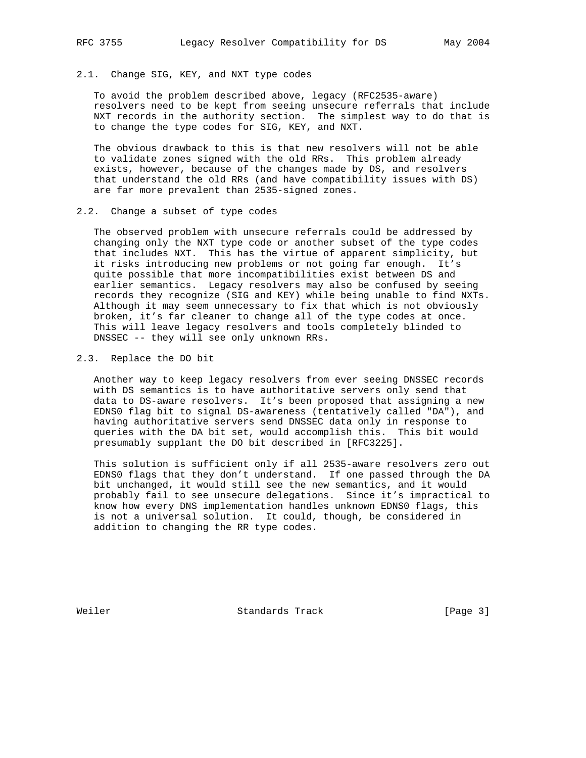### 2.1. Change SIG, KEY, and NXT type codes

To avoid the problem described above, legacy (RFC2535-aware) resolvers need to be kept from seeing unsecure referrals that include NXT records in the authority section. The simplest way to do that is to change the type codes for SIG, KEY, and NXT.

The obvious drawback to this is that new resolvers will not be able to validate zones signed with the old RRs. This problem already exists, however, because of the changes made by DS, and resolvers that understand the old RRs (and have compatibility issues with DS) are far more prevalent than 2535-signed zones.

### 2.2. Change a subset of type codes

The observed problem with unsecure referrals could be addressed by changing only the NXT type code or another subset of the type codes that includes NXT. This has the virtue of apparent simplicity, but it risks introducing new problems or not going far enough. It's quite possible that more incompatibilities exist between DS and earlier semantics. Legacy resolvers may also be confused by seeing records they recognize (SIG and KEY) while being unable to find NXTs. Although it may seem unnecessary to fix that which is not obviously broken, it's far cleaner to change all of the type codes at once. This will leave legacy resolvers and tools completely blinded to DNSSEC -- they will see only unknown RRs.

### 2.3. Replace the DO bit

Another way to keep legacy resolvers from ever seeing DNSSEC records with DS semantics is to have authoritative servers only send that data to DS-aware resolvers. It's been proposed that assigning a new EDNS0 flag bit to signal DS-awareness (tentatively called "DA"), and having authoritative servers send DNSSEC data only in response to queries with the DA bit set, would accomplish this. This bit would presumably supplant the DO bit described in [RFC3225].

This solution is sufficient only if all 2535-aware resolvers zero out EDNS0 flags that they don't understand. If one passed through the DA bit unchanged, it would still see the new semantics, and it would probably fail to see unsecure delegations. Since it's impractical to know how every DNS implementation handles unknown EDNS0 flags, this is not a universal solution. It could, though, be considered in addition to changing the RR type codes.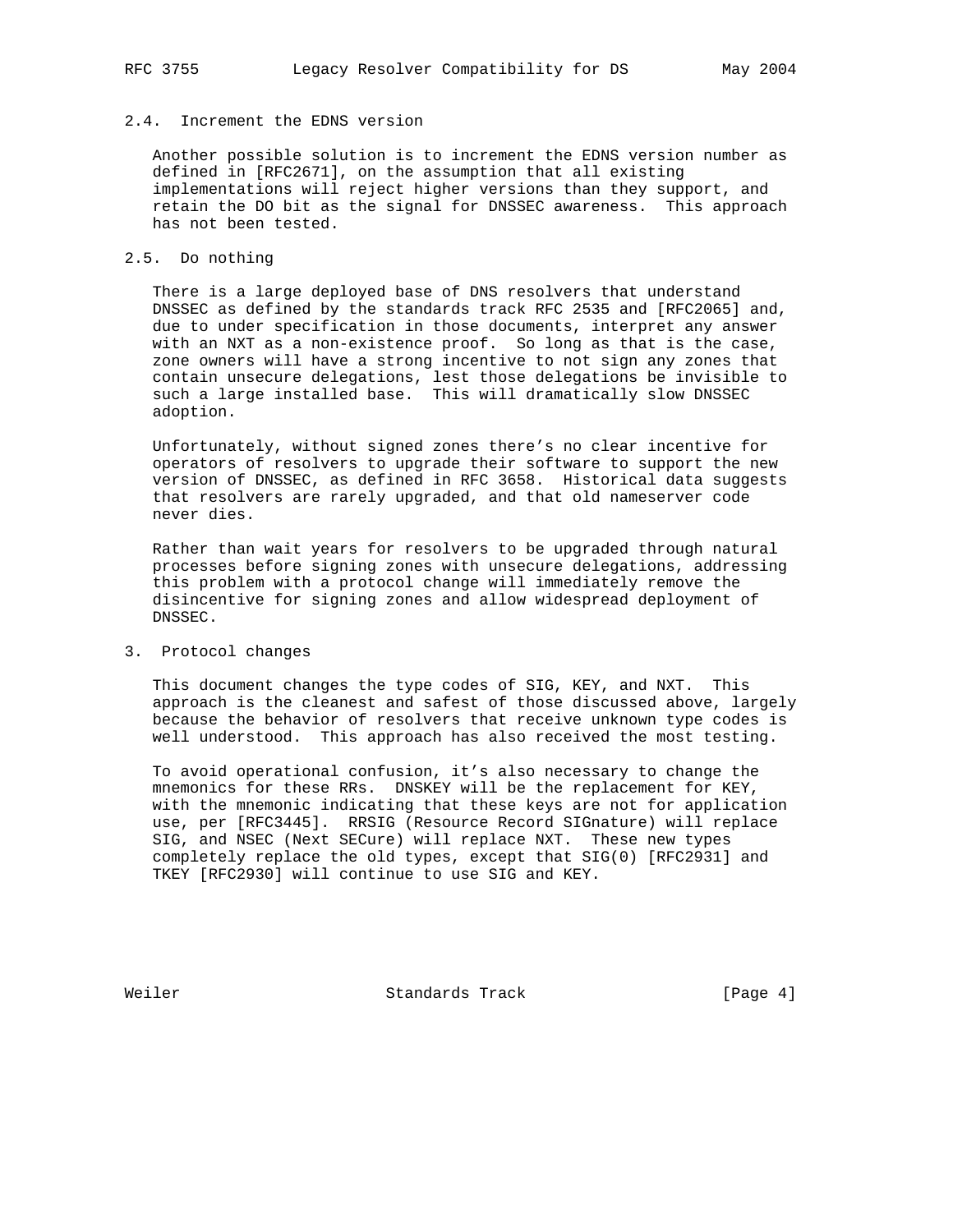### 2.4. Increment the EDNS version

Another possible solution is to increment the EDNS version number as defined in [RFC2671], on the assumption that all existing implementations will reject higher versions than they support, and retain the DO bit as the signal for DNSSEC awareness. This approach has not been tested.

### 2.5. Do nothing

There is a large deployed base of DNS resolvers that understand DNSSEC as defined by the standards track RFC 2535 and [RFC2065] and, due to under specification in those documents, interpret any answer with an NXT as a non-existence proof. So long as that is the case, zone owners will have a strong incentive to not sign any zones that contain unsecure delegations, lest those delegations be invisible to such a large installed base. This will dramatically slow DNSSEC adoption.

Unfortunately, without signed zones there's no clear incentive for operators of resolvers to upgrade their software to support the new version of DNSSEC, as defined in RFC 3658. Historical data suggests that resolvers are rarely upgraded, and that old nameserver code never dies.

Rather than wait years for resolvers to be upgraded through natural processes before signing zones with unsecure delegations, addressing this problem with a protocol change will immediately remove the disincentive for signing zones and allow widespread deployment of DNSSEC.

## 3. Protocol changes

This document changes the type codes of SIG, KEY, and NXT. This approach is the cleanest and safest of those discussed above, largely because the behavior of resolvers that receive unknown type codes is well understood. This approach has also received the most testing.

To avoid operational confusion, it's also necessary to change the mnemonics for these RRs. DNSKEY will be the replacement for KEY, with the mnemonic indicating that these keys are not for application use, per [RFC3445]. RRSIG (Resource Record SIGnature) will replace SIG, and NSEC (Next SECure) will replace NXT. These new types completely replace the old types, except that SIG(0) [RFC2931] and TKEY [RFC2930] will continue to use SIG and KEY.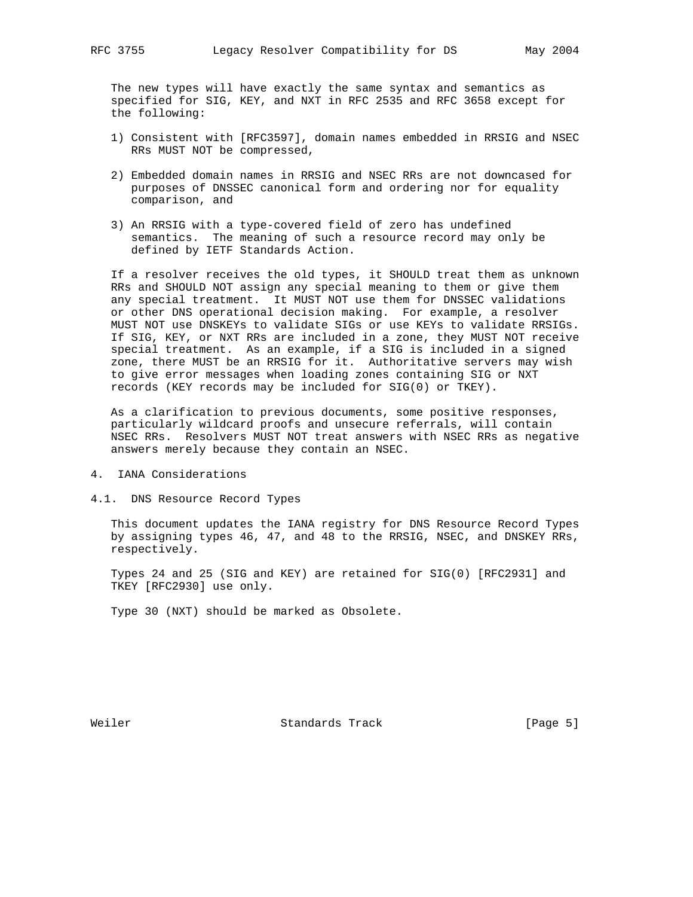The new types will have exactly the same syntax and semantics as specified for SIG, KEY, and NXT in RFC 2535 and RFC 3658 except for the following:

1) Consistent with [RFC3597], domain names embedded in RRSIG and NSEC RRs MUST NOT be compressed,

2) Embedded domain names in RRSIG and NSEC RRs are not downcased for purposes of DNSSEC canonical form and ordering nor for equality comparison, and

3) An RRSIG with a type-covered field of zero has undefined semantics. The meaning of such a resource record may only be defined by IETF Standards Action.

If a resolver receives the old types, it SHOULD treat them as unknown RRs and SHOULD NOT assign any special meaning to them or give them any special treatment. It MUST NOT use them for DNSSEC validations or other DNS operational decision making. For example, a resolver MUST NOT use DNSKEYs to validate SIGs or use KEYs to validate RRSIGs. If SIG, KEY, or NXT RRs are included in a zone, they MUST NOT receive special treatment. As an example, if a SIG is included in a signed zone, there MUST be an RRSIG for it. Authoritative servers may wish to give error messages when loading zones containing SIG or NXT records (KEY records may be included for SIG(0) or TKEY).

As a clarification to previous documents, some positive responses, particularly wildcard proofs and unsecure referrals, will contain NSEC RRs. Resolvers MUST NOT treat answers with NSEC RRs as negative answers merely because they contain an NSEC.

## 4. IANA Considerations

### 4.1. DNS Resource Record Types

This document updates the IANA registry for DNS Resource Record Types by assigning types 46, 47, and 48 to the RRSIG, NSEC, and DNSKEY RRs, respectively.

Types 24 and 25 (SIG and KEY) are retained for SIG(0) [RFC2931] and TKEY [RFC2930] use only.

Type 30 (NXT) should be marked as Obsolete.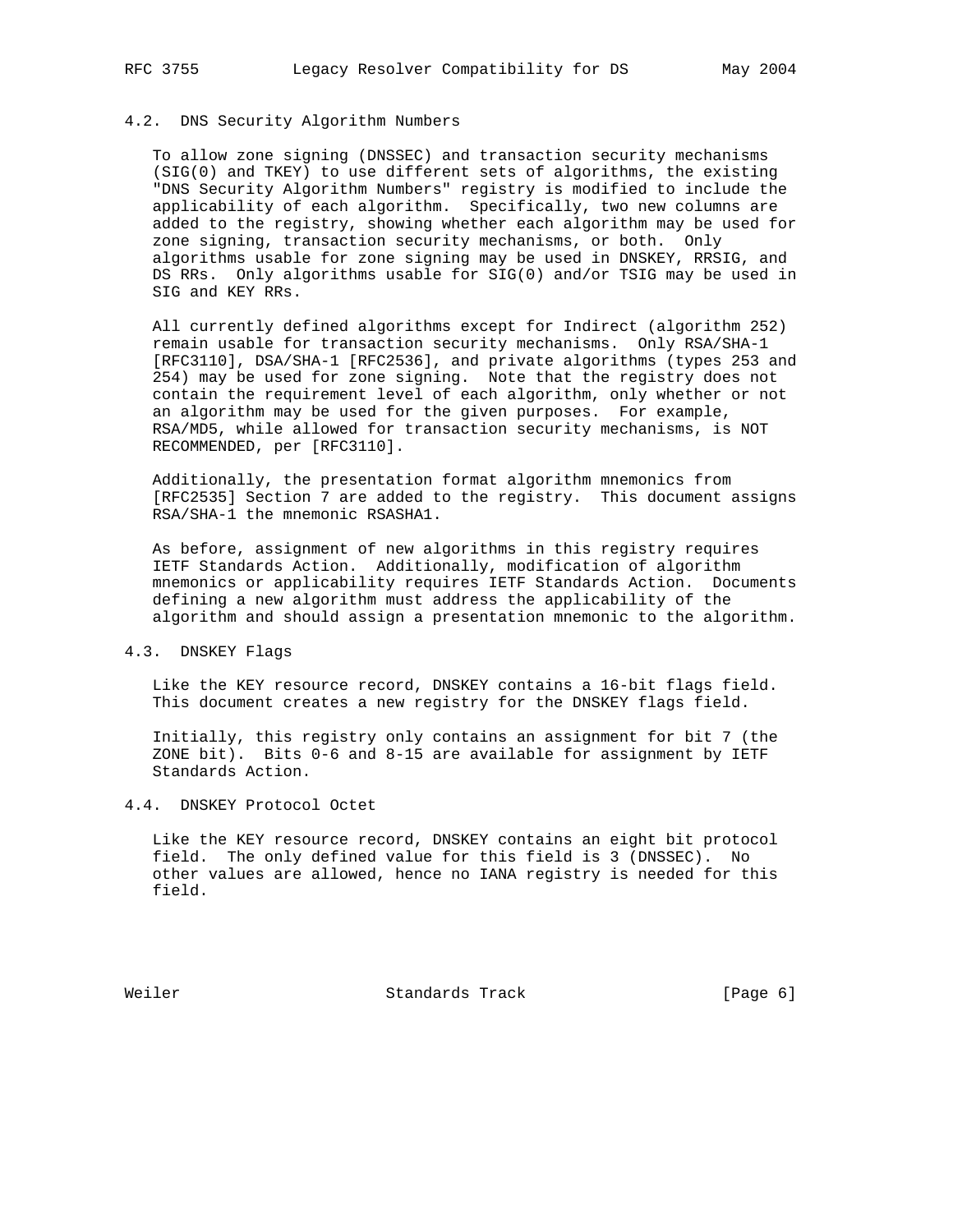### 4.2. DNS Security Algorithm Numbers

To allow zone signing (DNSSEC) and transaction security mechanisms (SIG(0) and TKEY) to use different sets of algorithms, the existing "DNS Security Algorithm Numbers" registry is modified to include the applicability of each algorithm. Specifically, two new columns are added to the registry, showing whether each algorithm may be used for zone signing, transaction security mechanisms, or both. Only algorithms usable for zone signing may be used in DNSKEY, RRSIG, and DS RRs. Only algorithms usable for SIG(0) and/or TSIG may be used in SIG and KEY RRs.

All currently defined algorithms except for Indirect (algorithm 252) remain usable for transaction security mechanisms. Only RSA/SHA-1 [RFC3110], DSA/SHA-1 [RFC2536], and private algorithms (types 253 and 254) may be used for zone signing. Note that the registry does not contain the requirement level of each algorithm, only whether or not an algorithm may be used for the given purposes. For example, RSA/MD5, while allowed for transaction security mechanisms, is NOT RECOMMENDED, per [RFC3110].

Additionally, the presentation format algorithm mnemonics from [RFC2535] Section 7 are added to the registry. This document assigns RSA/SHA-1 the mnemonic RSASHA1.

As before, assignment of new algorithms in this registry requires IETF Standards Action. Additionally, modification of algorithm mnemonics or applicability requires IETF Standards Action. Documents defining a new algorithm must address the applicability of the algorithm and should assign a presentation mnemonic to the algorithm.

### 4.3. DNSKEY Flags

Like the KEY resource record, DNSKEY contains a 16-bit flags field. This document creates a new registry for the DNSKEY flags field.

Initially, this registry only contains an assignment for bit 7 (the ZONE bit). Bits 0-6 and 8-15 are available for assignment by IETF Standards Action.

### 4.4. DNSKEY Protocol Octet

Like the KEY resource record, DNSKEY contains an eight bit protocol field. The only defined value for this field is 3 (DNSSEC). No other values are allowed, hence no IANA registry is needed for this field.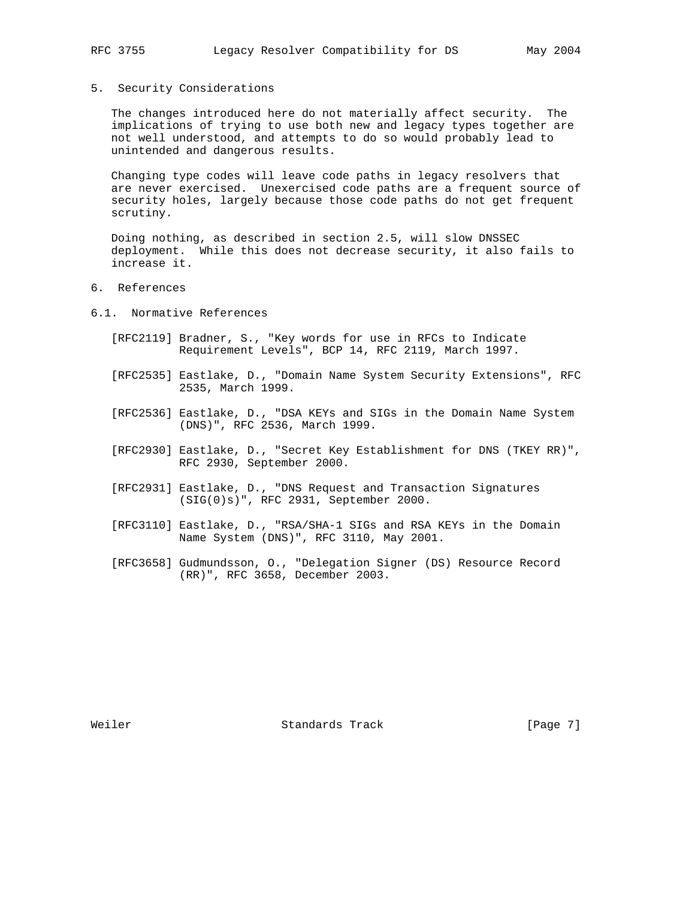## 5. Security Considerations

The changes introduced here do not materially affect security. The implications of trying to use both new and legacy types together are not well understood, and attempts to do so would probably lead to unintended and dangerous results.

Changing type codes will leave code paths in legacy resolvers that are never exercised. Unexercised code paths are a frequent source of security holes, largely because those code paths do not get frequent scrutiny.

Doing nothing, as described in section 2.5, will slow DNSSEC deployment. While this does not decrease security, it also fails to increase it.

## 6. References

### 6.1. Normative References

[RFC2119] Bradner, S., "Key words for use in RFCs to Indicate Requirement Levels", BCP 14, RFC 2119, March 1997.

[RFC2535] Eastlake, D., "Domain Name System Security Extensions", RFC 2535, March 1999.

[RFC2536] Eastlake, D., "DSA KEYs and SIGs in the Domain Name System (DNS)", RFC 2536, March 1999.

[RFC2930] Eastlake, D., "Secret Key Establishment for DNS (TKEY RR)", RFC 2930, September 2000.

[RFC2931] Eastlake, D., "DNS Request and Transaction Signatures (SIG(0)s)", RFC 2931, September 2000.

[RFC3110] Eastlake, D., "RSA/SHA-1 SIGs and RSA KEYs in the Domain Name System (DNS)", RFC 3110, May 2001.

[RFC3658] Gudmundsson, O., "Delegation Signer (DS) Resource Record (RR)", RFC 3658, December 2003.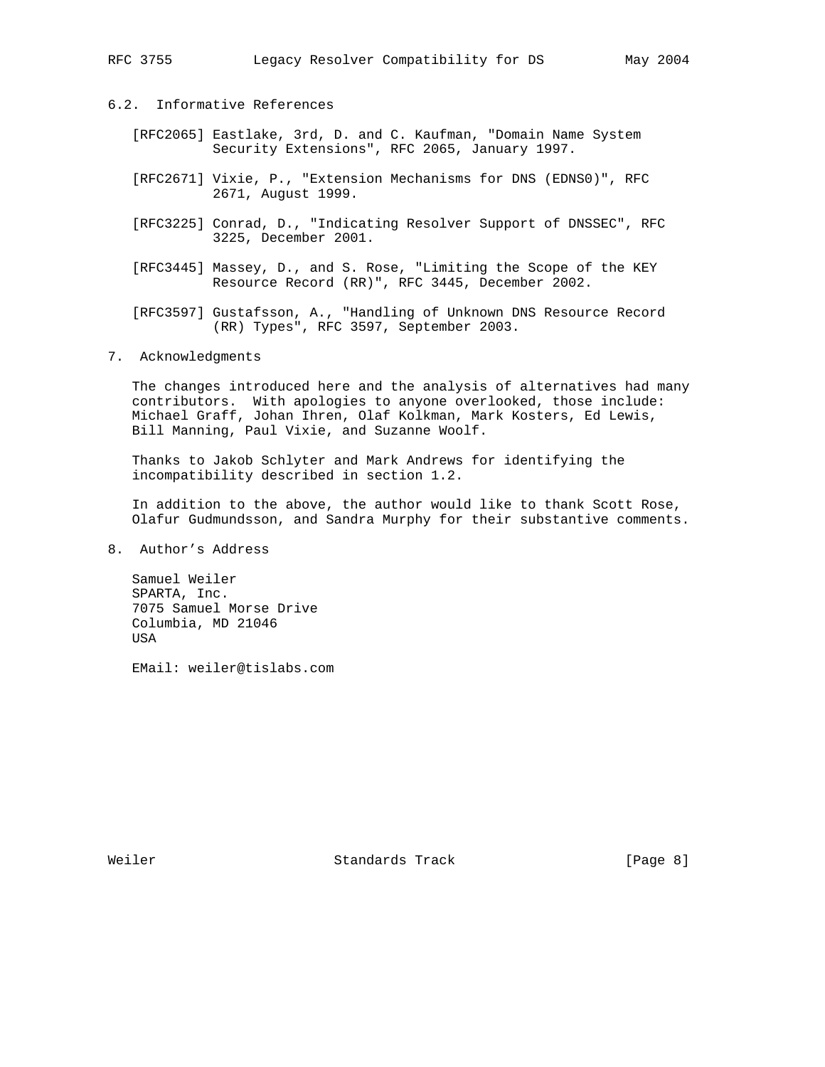### 6.2. Informative References

[RFC2065] Eastlake, 3rd, D. and C. Kaufman, "Domain Name System Security Extensions", RFC 2065, January 1997.

[RFC2671] Vixie, P., "Extension Mechanisms for DNS (EDNS0)", RFC 2671, August 1999.

[RFC3225] Conrad, D., "Indicating Resolver Support of DNSSEC", RFC 3225, December 2001.

[RFC3445] Massey, D., and S. Rose, "Limiting the Scope of the KEY Resource Record (RR)", RFC 3445, December 2002.

[RFC3597] Gustafsson, A., "Handling of Unknown DNS Resource Record (RR) Types", RFC 3597, September 2003.

## 7. Acknowledgments

The changes introduced here and the analysis of alternatives had many contributors. With apologies to anyone overlooked, those include: Michael Graff, Johan Ihren, Olaf Kolkman, Mark Kosters, Ed Lewis, Bill Manning, Paul Vixie, and Suzanne Woolf.

Thanks to Jakob Schlyter and Mark Andrews for identifying the incompatibility described in section 1.2.

In addition to the above, the author would like to thank Scott Rose, Olafur Gudmundsson, and Sandra Murphy for their substantive comments.

## 8. Author's Address

Samuel Weiler
SPARTA, Inc.
7075 Samuel Morse Drive
Columbia, MD 21046
USA

EMail: weiler@tislabs.com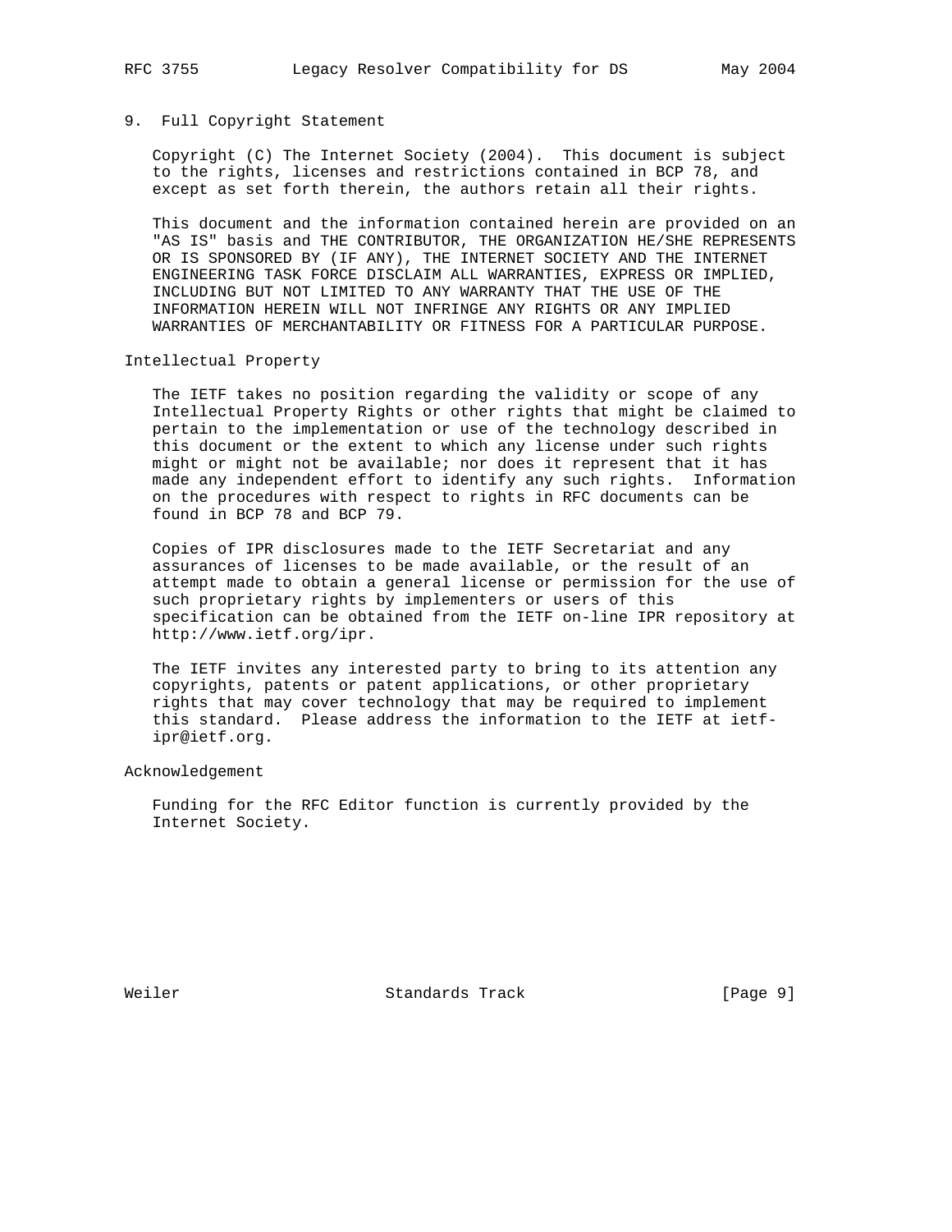## 9. Full Copyright Statement

Copyright (C) The Internet Society (2004). This document is subject to the rights, licenses and restrictions contained in BCP 78, and except as set forth therein, the authors retain all their rights.

This document and the information contained herein are provided on an "AS IS" basis and THE CONTRIBUTOR, THE ORGANIZATION HE/SHE REPRESENTS OR IS SPONSORED BY (IF ANY), THE INTERNET SOCIETY AND THE INTERNET ENGINEERING TASK FORCE DISCLAIM ALL WARRANTIES, EXPRESS OR IMPLIED, INCLUDING BUT NOT LIMITED TO ANY WARRANTY THAT THE USE OF THE INFORMATION HEREIN WILL NOT INFRINGE ANY RIGHTS OR ANY IMPLIED WARRANTIES OF MERCHANTABILITY OR FITNESS FOR A PARTICULAR PURPOSE.

## Intellectual Property

The IETF takes no position regarding the validity or scope of any Intellectual Property Rights or other rights that might be claimed to pertain to the implementation or use of the technology described in this document or the extent to which any license under such rights might or might not be available; nor does it represent that it has made any independent effort to identify any such rights. Information on the procedures with respect to rights in RFC documents can be found in BCP 78 and BCP 79.

Copies of IPR disclosures made to the IETF Secretariat and any assurances of licenses to be made available, or the result of an attempt made to obtain a general license or permission for the use of such proprietary rights by implementers or users of this specification can be obtained from the IETF on-line IPR repository at http://www.ietf.org/ipr.

The IETF invites any interested party to bring to its attention any copyrights, patents or patent applications, or other proprietary rights that may cover technology that may be required to implement this standard. Please address the information to the IETF at ietf-ipr@ietf.org.

## Acknowledgement

Funding for the RFC Editor function is currently provided by the Internet Society.